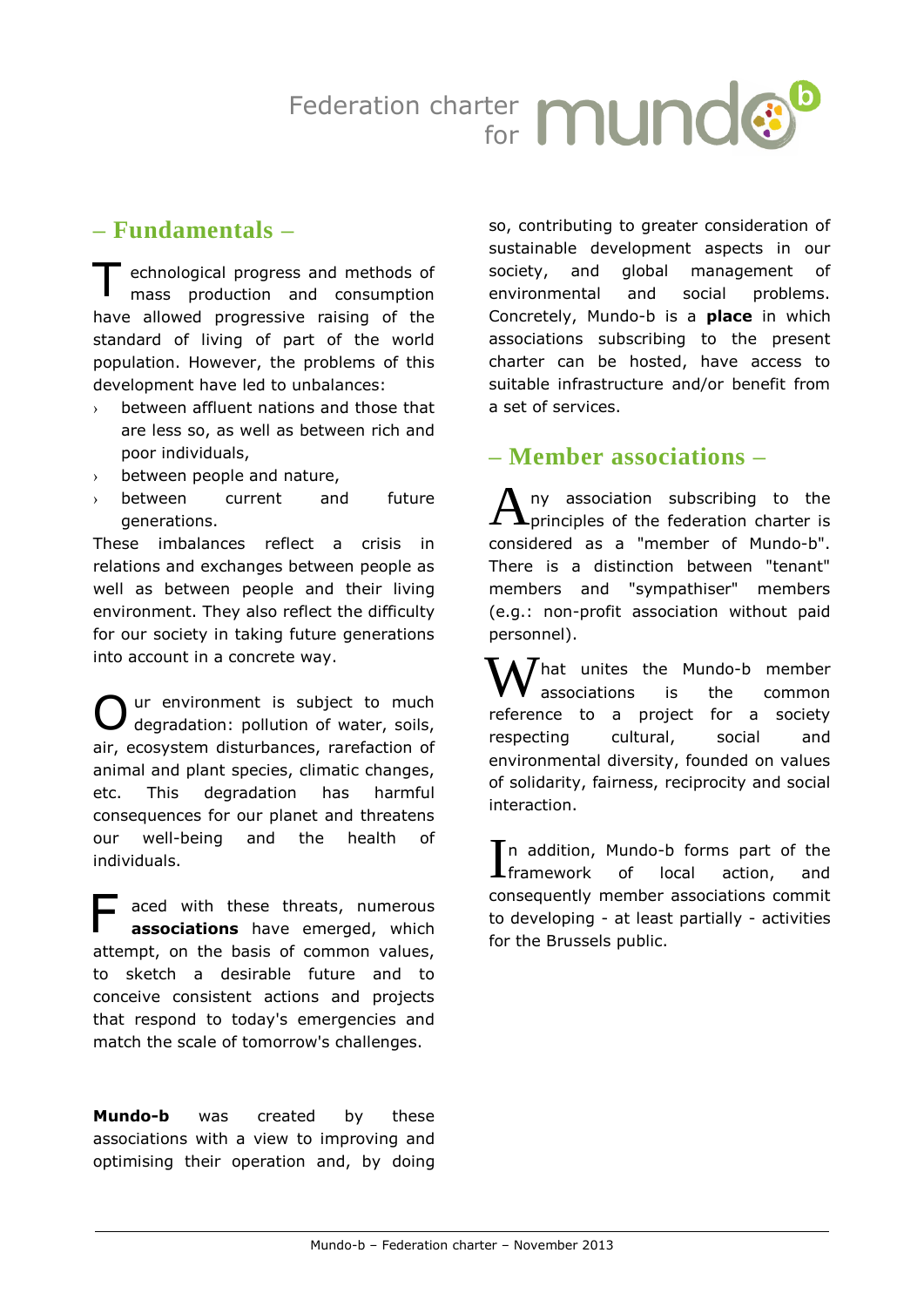# Federation charter for mundo-b

## – Fundamentals –

Technological progress and methods of mass production and consumption have allowed progressive raising of the standard of living of part of the world population. However, the problems of this development have led to unbalances:

- between affluent nations and those that are less so, as well as between rich and poor individuals,
- between people and nature,
- between current and future generations.

These imbalances reflect a crisis in relations and exchanges between people as well as between people and their living environment. They also reflect the difficulty for our society in taking future generations into account in a concrete way.

Our environment is subject to much degradation: pollution of water, soils, air, ecosystem disturbances, rarefaction of animal and plant species, climatic changes, etc. This degradation has harmful consequences for our planet and threatens our well-being and the health of individuals.

Faced with these threats, numerous **associations** have emerged, which attempt, on the basis of common values, to sketch a desirable future and to conceive consistent actions and projects that respond to today's emergencies and match the scale of tomorrow's challenges.

**Mundo-b** was created by these associations with a view to improving and optimising their operation and, by doing so, contributing to greater consideration of sustainable development aspects in our society, and global management of environmental and social problems. Concretely, Mundo-b is a **place** in which associations subscribing to the present charter can be hosted, have access to suitable infrastructure and/or benefit from a set of services.

## – Member associations –

Any association subscribing to the principles of the federation charter is considered as a "member of Mundo-b". There is a distinction between "tenant" members and "sympathiser" members (e.g.: non-profit association without paid personnel).

What unites the Mundo-b member associations is the common reference to a project for a society respecting cultural, social and environmental diversity, founded on values of solidarity, fairness, reciprocity and social interaction.

In addition, Mundo-b forms part of the framework of local action, and consequently member associations commit to developing - at least partially - activities for the Brussels public.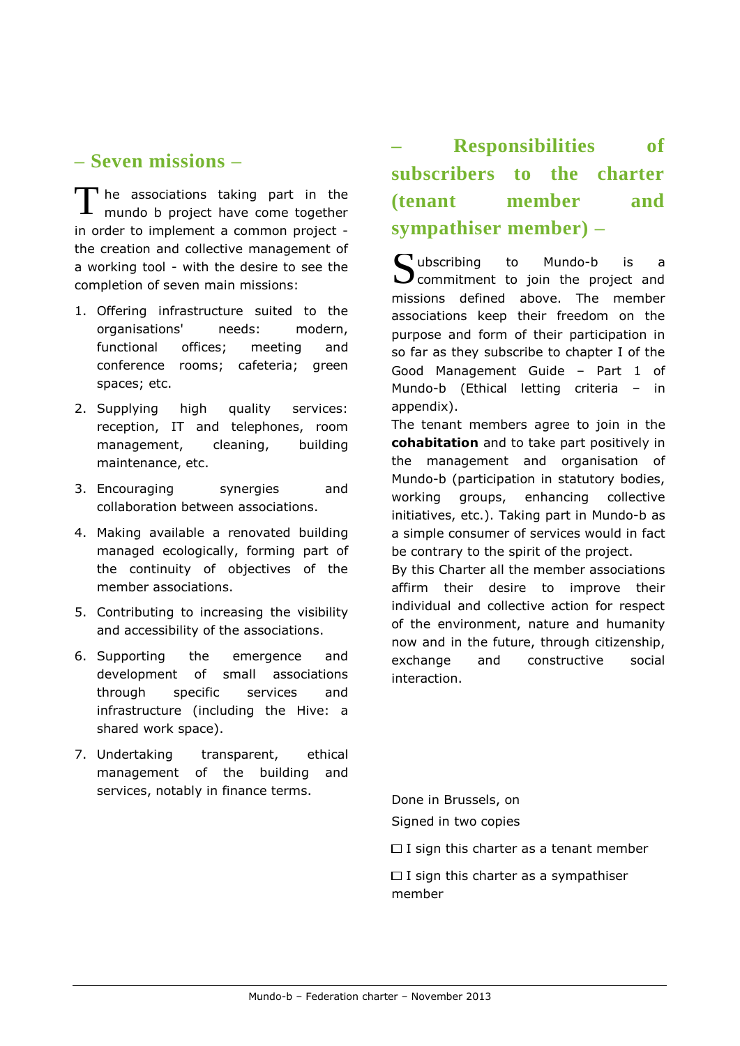## – Seven missions –

The associations taking part in the mundo b project have come together in order to implement a common project - the creation and collective management of a working tool - with the desire to see the completion of seven main missions:

1. Offering infrastructure suited to the organisations' needs: modern, functional offices; meeting and conference rooms; cafeteria; green spaces; etc.
2. Supplying high quality services: reception, IT and telephones, room management, cleaning, building maintenance, etc.
3. Encouraging synergies and collaboration between associations.
4. Making available a renovated building managed ecologically, forming part of the continuity of objectives of the member associations.
5. Contributing to increasing the visibility and accessibility of the associations.
6. Supporting the emergence and development of small associations through specific services and infrastructure (including the Hive: a shared work space).
7. Undertaking transparent, ethical management of the building and services, notably in finance terms.

## – Responsibilities of subscribers to the charter (tenant member and sympathiser member) –

Subscribing to Mundo-b is a commitment to join the project and missions defined above. The member associations keep their freedom on the purpose and form of their participation in so far as they subscribe to chapter I of the Good Management Guide – Part 1 of Mundo-b (Ethical letting criteria – in appendix).

The tenant members agree to join in the **cohabitation** and to take part positively in the management and organisation of Mundo-b (participation in statutory bodies, working groups, enhancing collective initiatives, etc.). Taking part in Mundo-b as a simple consumer of services would in fact be contrary to the spirit of the project.

By this Charter all the member associations affirm their desire to improve their individual and collective action for respect of the environment, nature and humanity now and in the future, through citizenship, exchange and constructive social interaction.

Done in Brussels, on

Signed in two copies

☐ I sign this charter as a tenant member

☐ I sign this charter as a sympathiser member